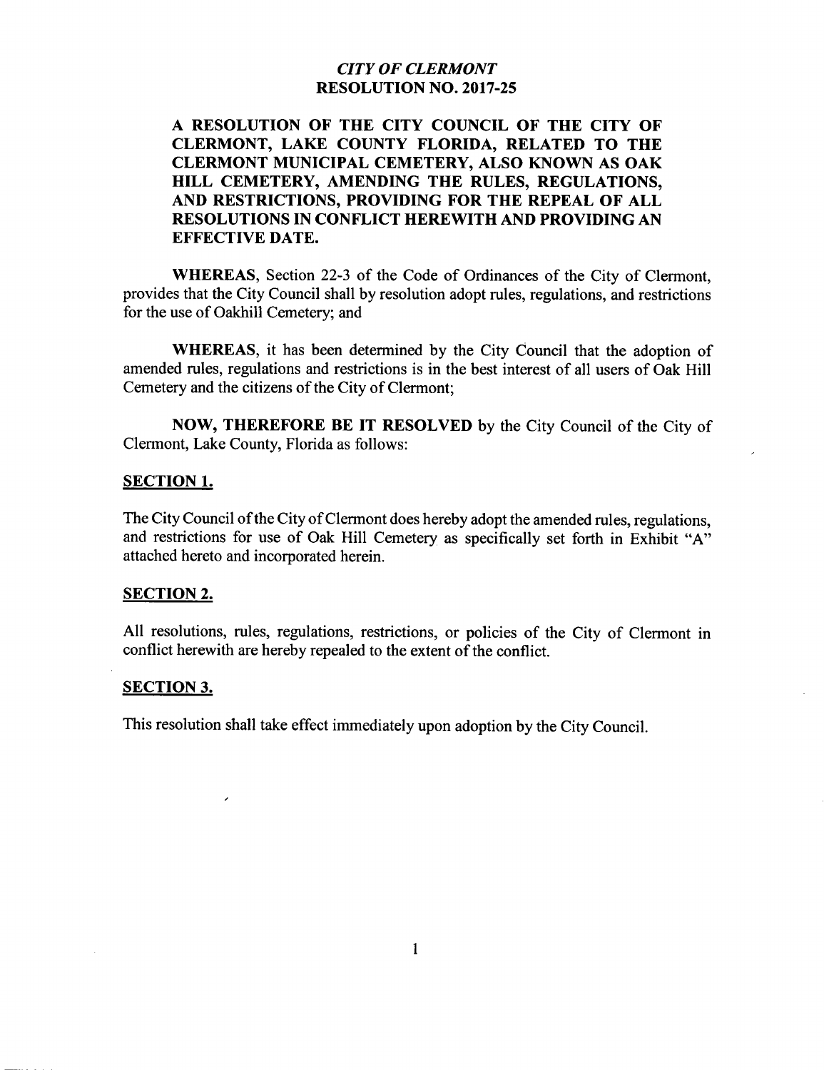*CITY OF CLERMONT*
**RESOLUTION NO. 2017-25**

**A RESOLUTION OF THE CITY COUNCIL OF THE CITY OF CLERMONT, LAKE COUNTY FLORIDA, RELATED TO THE CLERMONT MUNICIPAL CEMETERY, ALSO KNOWN AS OAK HILL CEMETERY, AMENDING THE RULES, REGULATIONS, AND RESTRICTIONS, PROVIDING FOR THE REPEAL OF ALL RESOLUTIONS IN CONFLICT HEREWITH AND PROVIDING AN EFFECTIVE DATE.**

**WHEREAS**, Section 22-3 of the Code of Ordinances of the City of Clermont, provides that the City Council shall by resolution adopt rules, regulations, and restrictions for the use of Oakhill Cemetery; and

**WHEREAS**, it has been determined by the City Council that the adoption of amended rules, regulations and restrictions is in the best interest of all users of Oak Hill Cemetery and the citizens of the City of Clermont;

**NOW, THEREFORE BE IT RESOLVED** by the City Council of the City of Clermont, Lake County, Florida as follows:

**SECTION 1.**

The City Council of the City of Clermont does hereby adopt the amended rules, regulations, and restrictions for use of Oak Hill Cemetery as specifically set forth in Exhibit "A" attached hereto and incorporated herein.

**SECTION 2.**

All resolutions, rules, regulations, restrictions, or policies of the City of Clermont in conflict herewith are hereby repealed to the extent of the conflict.

**SECTION 3.**

This resolution shall take effect immediately upon adoption by the City Council.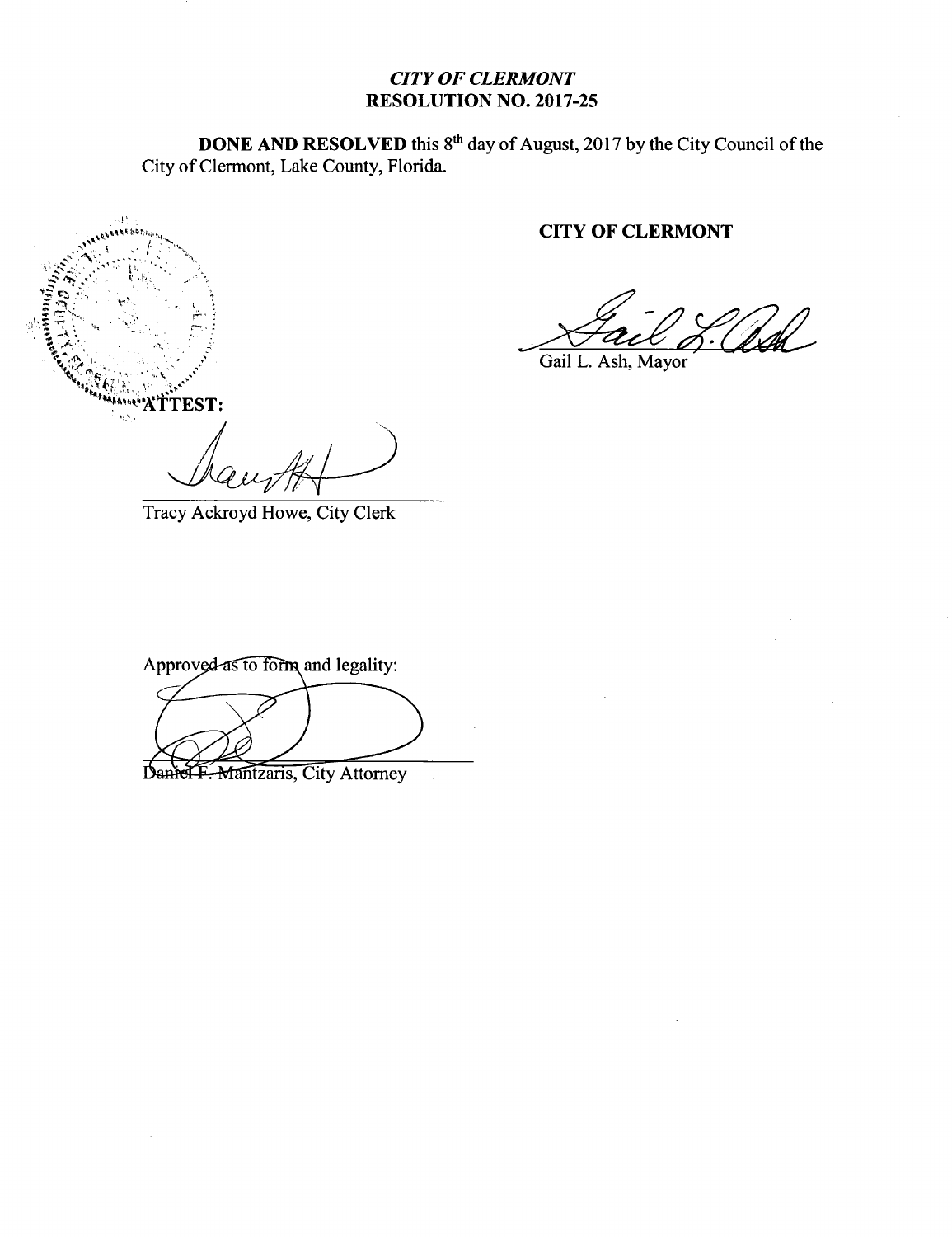*CITY OF CLERMONT*
**RESOLUTION NO. 2017-25**

**DONE AND RESOLVED** this 8th day of August, 2017 by the City Council of the City of Clermont, Lake County, Florida.

**CITY OF CLERMONT**

Gail L. Ash, Mayor

**ATTEST:**

Tracy Ackroyd Howe, City Clerk

Approved as to form and legality:

Daniel F. Mantzaris, City Attorney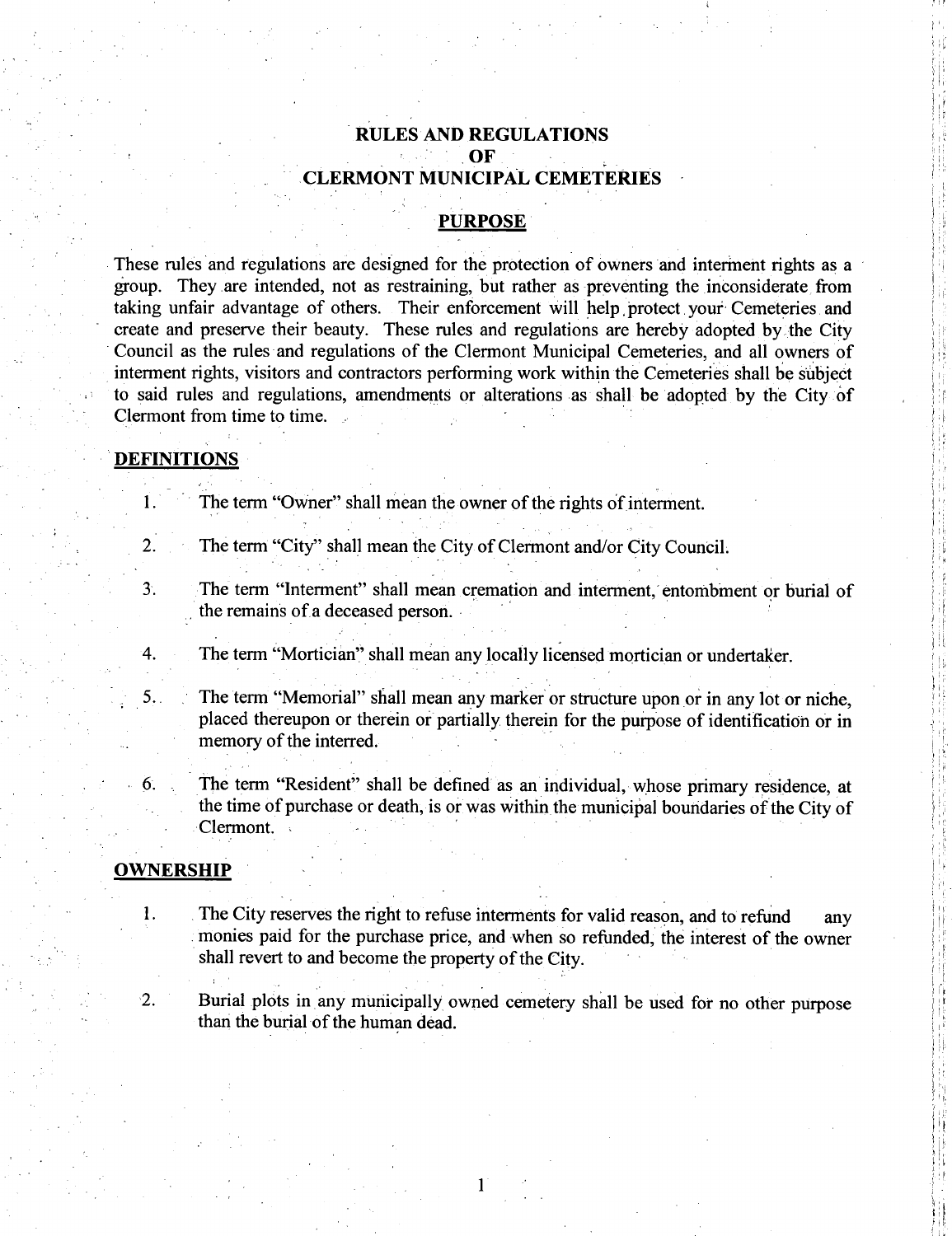# RULES AND REGULATIONS OF CLERMONT MUNICIPAL CEMETERIES

## PURPOSE

These rules and regulations are designed for the protection of owners and interment rights as a group. They are intended, not as restraining, but rather as preventing the inconsiderate from taking unfair advantage of others. Their enforcement will help protect your Cemeteries and create and preserve their beauty. These rules and regulations are hereby adopted by the City Council as the rules and regulations of the Clermont Municipal Cemeteries, and all owners of interment rights, visitors and contractors performing work within the Cemeteries shall be subject to said rules and regulations, amendments or alterations as shall be adopted by the City of Clermont from time to time.

## DEFINITIONS

1. The term "Owner" shall mean the owner of the rights of interment.

2. The term "City" shall mean the City of Clermont and/or City Council.

3. The term "Interment" shall mean cremation and interment, entombment or burial of the remains of a deceased person.

4. The term "Mortician" shall mean any locally licensed mortician or undertaker.

5. The term "Memorial" shall mean any marker or structure upon or in any lot or niche, placed thereupon or therein or partially therein for the purpose of identification or in memory of the interred.

6. The term "Resident" shall be defined as an individual, whose primary residence, at the time of purchase or death, is or was within the municipal boundaries of the City of Clermont.

## OWNERSHIP

1. The City reserves the right to refuse interments for valid reason, and to refund any monies paid for the purchase price, and when so refunded, the interest of the owner shall revert to and become the property of the City.

2. Burial plots in any municipally owned cemetery shall be used for no other purpose than the burial of the human dead.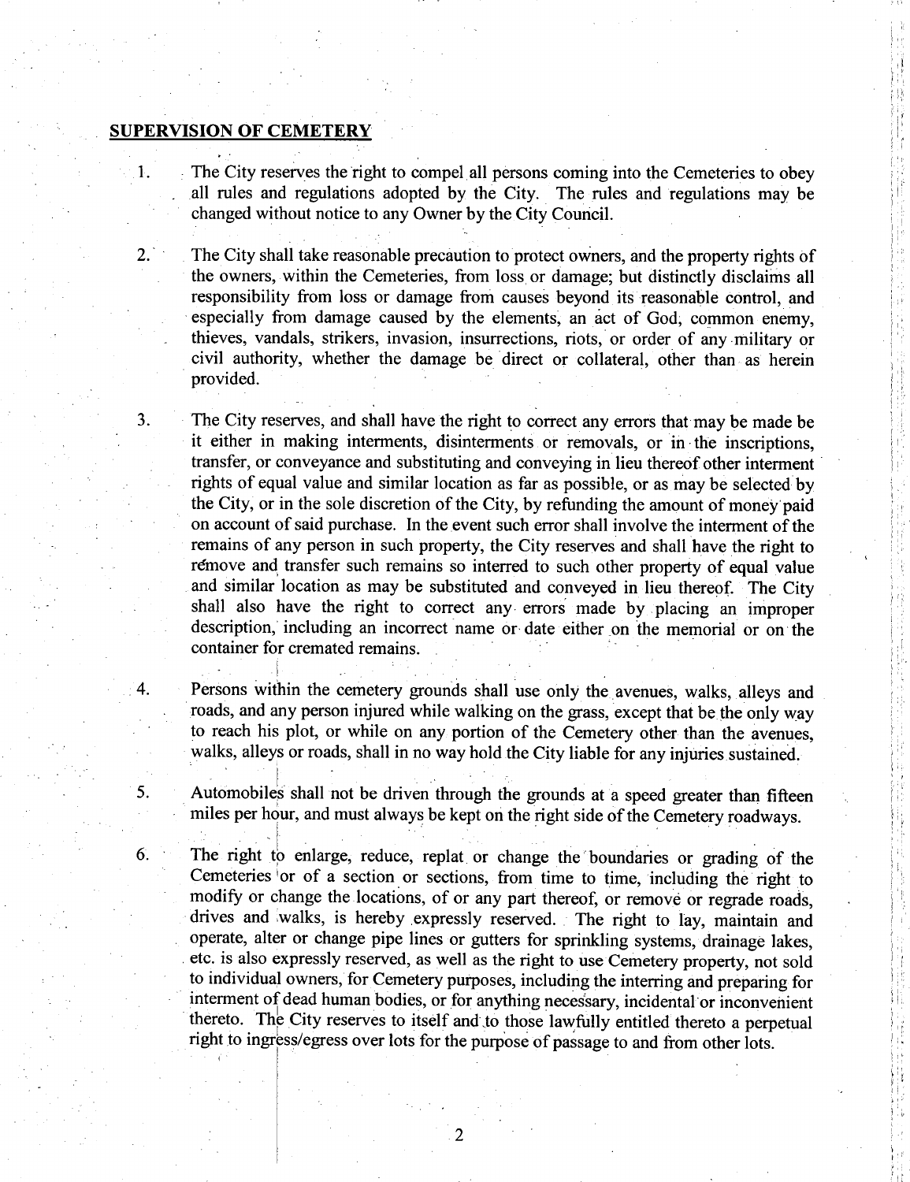## SUPERVISION OF CEMETERY

1. The City reserves the right to compel all persons coming into the Cemeteries to obey all rules and regulations adopted by the City. The rules and regulations may be changed without notice to any Owner by the City Council.

2. The City shall take reasonable precaution to protect owners, and the property rights of the owners, within the Cemeteries, from loss or damage; but distinctly disclaims all responsibility from loss or damage from causes beyond its reasonable control, and especially from damage caused by the elements, an act of God, common enemy, thieves, vandals, strikers, invasion, insurrections, riots, or order of any military or civil authority, whether the damage be direct or collateral, other than as herein provided.

3. The City reserves, and shall have the right to correct any errors that may be made be it either in making interments, disinterments or removals, or in the inscriptions, transfer, or conveyance and substituting and conveying in lieu thereof other interment rights of equal value and similar location as far as possible, or as may be selected by the City, or in the sole discretion of the City, by refunding the amount of money paid on account of said purchase. In the event such error shall involve the interment of the remains of any person in such property, the City reserves and shall have the right to remove and transfer such remains so interred to such other property of equal value and similar location as may be substituted and conveyed in lieu thereof. The City shall also have the right to correct any errors made by placing an improper description, including an incorrect name or date either on the memorial or on the container for cremated remains.

4. Persons within the cemetery grounds shall use only the avenues, walks, alleys and roads, and any person injured while walking on the grass, except that be the only way to reach his plot, or while on any portion of the Cemetery other than the avenues, walks, alleys or roads, shall in no way hold the City liable for any injuries sustained.

5. Automobiles shall not be driven through the grounds at a speed greater than fifteen miles per hour, and must always be kept on the right side of the Cemetery roadways.

6. The right to enlarge, reduce, replat or change the boundaries or grading of the Cemeteries or of a section or sections, from time to time, including the right to modify or change the locations, of or any part thereof, or remove or regrade roads, drives and walks, is hereby expressly reserved. The right to lay, maintain and operate, alter or change pipe lines or gutters for sprinkling systems, drainage lakes, etc. is also expressly reserved, as well as the right to use Cemetery property, not sold to individual owners, for Cemetery purposes, including the interring and preparing for interment of dead human bodies, or for anything necessary, incidental or inconvenient thereto. The City reserves to itself and to those lawfully entitled thereto a perpetual right to ingress/egress over lots for the purpose of passage to and from other lots.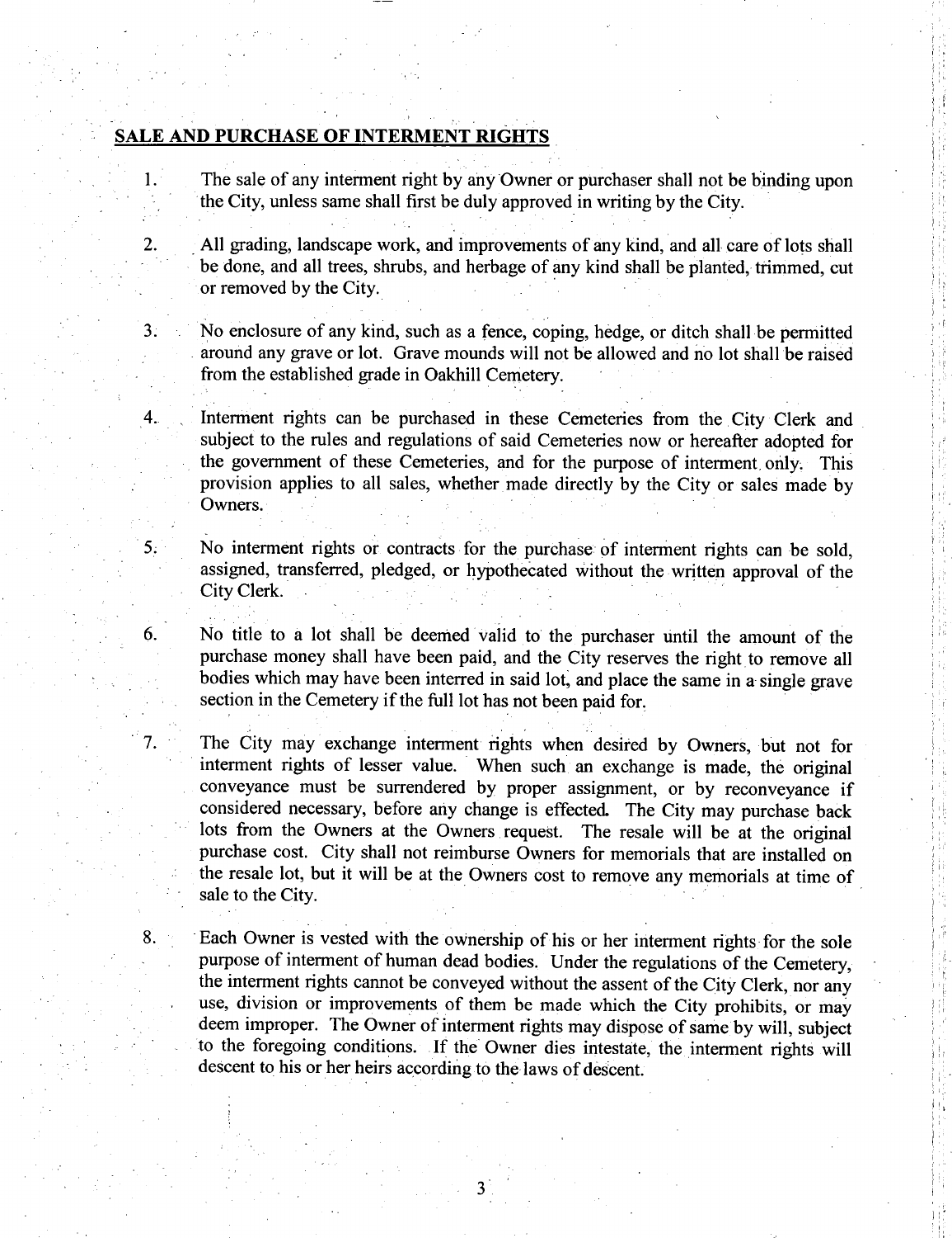**SALE AND PURCHASE OF INTERMENT RIGHTS**

1. The sale of any interment right by any Owner or purchaser shall not be binding upon the City, unless same shall first be duly approved in writing by the City.

2. All grading, landscape work, and improvements of any kind, and all care of lots shall be done, and all trees, shrubs, and herbage of any kind shall be planted, trimmed, cut or removed by the City.

3. No enclosure of any kind, such as a fence, coping, hedge, or ditch shall be permitted around any grave or lot. Grave mounds will not be allowed and no lot shall be raised from the established grade in Oakhill Cemetery.

4. Interment rights can be purchased in these Cemeteries from the City Clerk and subject to the rules and regulations of said Cemeteries now or hereafter adopted for the government of these Cemeteries, and for the purpose of interment only. This provision applies to all sales, whether made directly by the City or sales made by Owners.

5. No interment rights or contracts for the purchase of interment rights can be sold, assigned, transferred, pledged, or hypothecated without the written approval of the City Clerk.

6. No title to a lot shall be deemed valid to the purchaser until the amount of the purchase money shall have been paid, and the City reserves the right to remove all bodies which may have been interred in said lot, and place the same in a single grave section in the Cemetery if the full lot has not been paid for.

7. The City may exchange interment rights when desired by Owners, but not for interment rights of lesser value. When such an exchange is made, the original conveyance must be surrendered by proper assignment, or by reconveyance if considered necessary, before any change is effected. The City may purchase back lots from the Owners at the Owners request. The resale will be at the original purchase cost. City shall not reimburse Owners for memorials that are installed on the resale lot, but it will be at the Owners cost to remove any memorials at time of sale to the City.

8. Each Owner is vested with the ownership of his or her interment rights for the sole purpose of interment of human dead bodies. Under the regulations of the Cemetery, the interment rights cannot be conveyed without the assent of the City Clerk, nor any use, division or improvements of them be made which the City prohibits, or may deem improper. The Owner of interment rights may dispose of same by will, subject to the foregoing conditions. If the Owner dies intestate, the interment rights will descent to his or her heirs according to the laws of descent.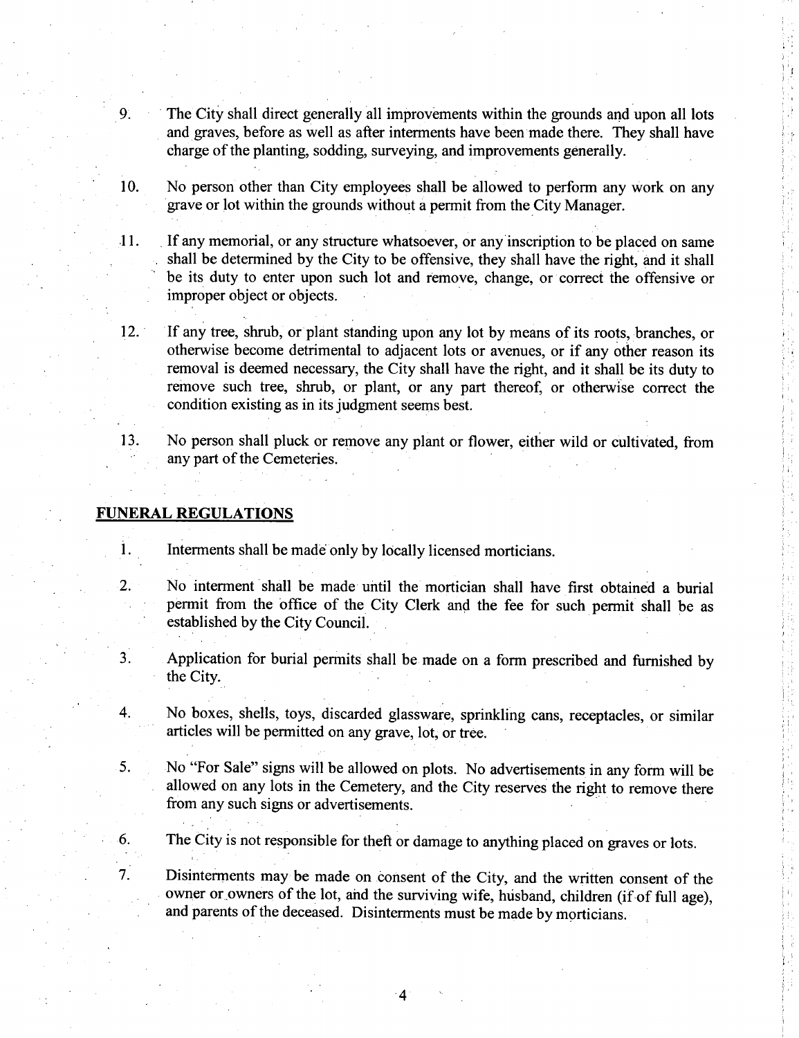9. The City shall direct generally all improvements within the grounds and upon all lots and graves, before as well as after interments have been made there. They shall have charge of the planting, sodding, surveying, and improvements generally.

10. No person other than City employees shall be allowed to perform any work on any grave or lot within the grounds without a permit from the City Manager.

11. If any memorial, or any structure whatsoever, or any inscription to be placed on same shall be determined by the City to be offensive, they shall have the right, and it shall be its duty to enter upon such lot and remove, change, or correct the offensive or improper object or objects.

12. If any tree, shrub, or plant standing upon any lot by means of its roots, branches, or otherwise become detrimental to adjacent lots or avenues, or if any other reason its removal is deemed necessary, the City shall have the right, and it shall be its duty to remove such tree, shrub, or plant, or any part thereof, or otherwise correct the condition existing as in its judgment seems best.

13. No person shall pluck or remove any plant or flower, either wild or cultivated, from any part of the Cemeteries.

## FUNERAL REGULATIONS

1. Interments shall be made only by locally licensed morticians.

2. No interment shall be made until the mortician shall have first obtained a burial permit from the office of the City Clerk and the fee for such permit shall be as established by the City Council.

3. Application for burial permits shall be made on a form prescribed and furnished by the City.

4. No boxes, shells, toys, discarded glassware, sprinkling cans, receptacles, or similar articles will be permitted on any grave, lot, or tree.

5. No "For Sale" signs will be allowed on plots. No advertisements in any form will be allowed on any lots in the Cemetery, and the City reserves the right to remove there from any such signs or advertisements.

6. The City is not responsible for theft or damage to anything placed on graves or lots.

7. Disinterments may be made on consent of the City, and the written consent of the owner or owners of the lot, and the surviving wife, husband, children (if of full age), and parents of the deceased. Disinterments must be made by morticians.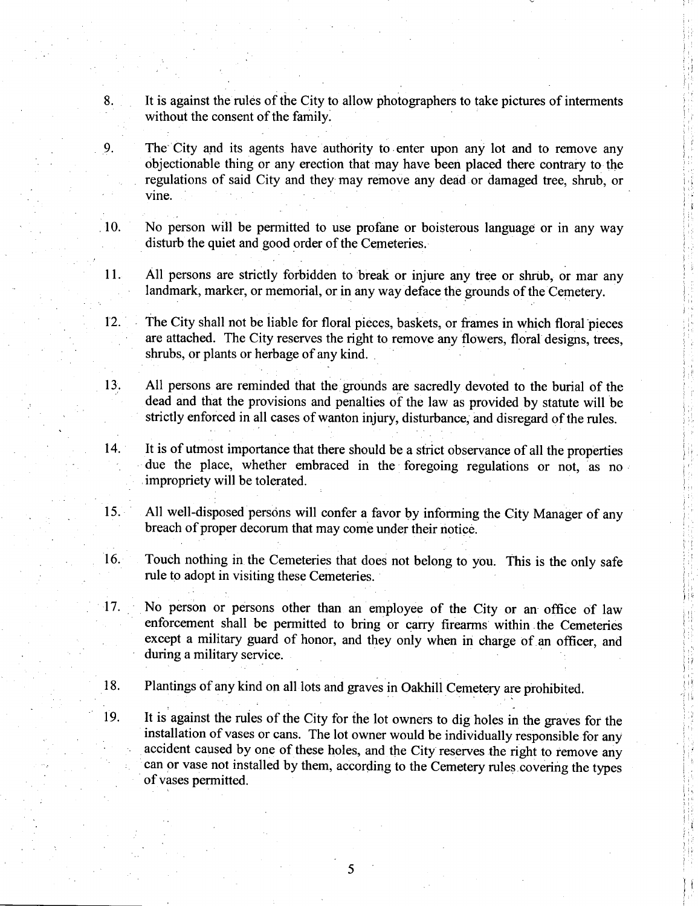8. It is against the rules of the City to allow photographers to take pictures of interments without the consent of the family.

9. The City and its agents have authority to enter upon any lot and to remove any objectionable thing or any erection that may have been placed there contrary to the regulations of said City and they may remove any dead or damaged tree, shrub, or vine.

10. No person will be permitted to use profane or boisterous language or in any way disturb the quiet and good order of the Cemeteries.

11. All persons are strictly forbidden to break or injure any tree or shrub, or mar any landmark, marker, or memorial, or in any way deface the grounds of the Cemetery.

12. The City shall not be liable for floral pieces, baskets, or frames in which floral pieces are attached. The City reserves the right to remove any flowers, floral designs, trees, shrubs, or plants or herbage of any kind.

13. All persons are reminded that the grounds are sacredly devoted to the burial of the dead and that the provisions and penalties of the law as provided by statute will be strictly enforced in all cases of wanton injury, disturbance, and disregard of the rules.

14. It is of utmost importance that there should be a strict observance of all the properties due the place, whether embraced in the foregoing regulations or not, as no impropriety will be tolerated.

15. All well-disposed persons will confer a favor by informing the City Manager of any breach of proper decorum that may come under their notice.

16. Touch nothing in the Cemeteries that does not belong to you. This is the only safe rule to adopt in visiting these Cemeteries.

17. No person or persons other than an employee of the City or an office of law enforcement shall be permitted to bring or carry firearms within the Cemeteries except a military guard of honor, and they only when in charge of an officer, and during a military service.

18. Plantings of any kind on all lots and graves in Oakhill Cemetery are prohibited.

19. It is against the rules of the City for the lot owners to dig holes in the graves for the installation of vases or cans. The lot owner would be individually responsible for any accident caused by one of these holes, and the City reserves the right to remove any can or vase not installed by them, according to the Cemetery rules covering the types of vases permitted.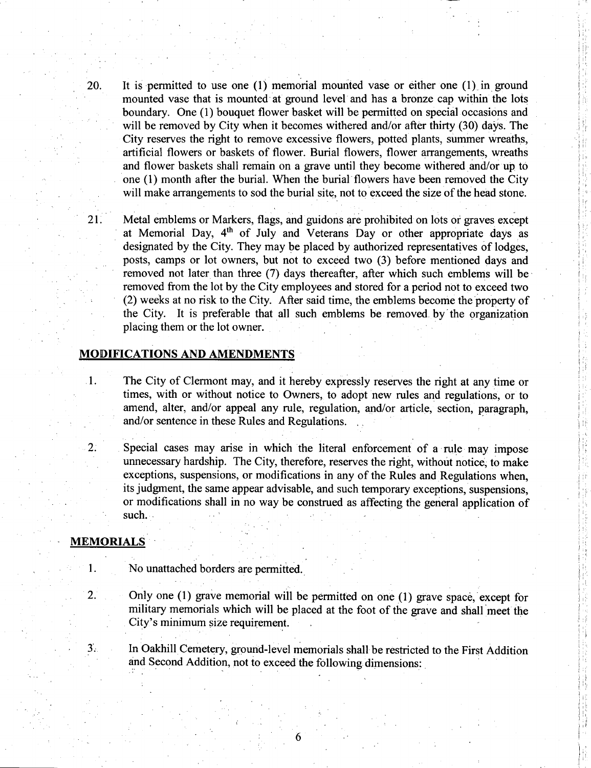20. It is permitted to use one (1) memorial mounted vase or either one (1) in ground mounted vase that is mounted at ground level and has a bronze cap within the lots boundary. One (1) bouquet flower basket will be permitted on special occasions and will be removed by City when it becomes withered and/or after thirty (30) days. The City reserves the right to remove excessive flowers, potted plants, summer wreaths, artificial flowers or baskets of flower. Burial flowers, flower arrangements, wreaths and flower baskets shall remain on a grave until they become withered and/or up to one (1) month after the burial. When the burial flowers have been removed the City will make arrangements to sod the burial site, not to exceed the size of the head stone.

21. Metal emblems or Markers, flags, and guidons are prohibited on lots or graves except at Memorial Day, 4th of July and Veterans Day or other appropriate days as designated by the City. They may be placed by authorized representatives of lodges, posts, camps or lot owners, but not to exceed two (3) before mentioned days and removed not later than three (7) days thereafter, after which such emblems will be removed from the lot by the City employees and stored for a period not to exceed two (2) weeks at no risk to the City. After said time, the emblems become the property of the City. It is preferable that all such emblems be removed by the organization placing them or the lot owner.

## MODIFICATIONS AND AMENDMENTS

1. The City of Clermont may, and it hereby expressly reserves the right at any time or times, with or without notice to Owners, to adopt new rules and regulations, or to amend, alter, and/or appeal any rule, regulation, and/or article, section, paragraph, and/or sentence in these Rules and Regulations.

2. Special cases may arise in which the literal enforcement of a rule may impose unnecessary hardship. The City, therefore, reserves the right, without notice, to make exceptions, suspensions, or modifications in any of the Rules and Regulations when, its judgment, the same appear advisable, and such temporary exceptions, suspensions, or modifications shall in no way be construed as affecting the general application of such.

## MEMORIALS

1. No unattached borders are permitted.

2. Only one (1) grave memorial will be permitted on one (1) grave space, except for military memorials which will be placed at the foot of the grave and shall meet the City's minimum size requirement.

3. In Oakhill Cemetery, ground-level memorials shall be restricted to the First Addition and Second Addition, not to exceed the following dimensions: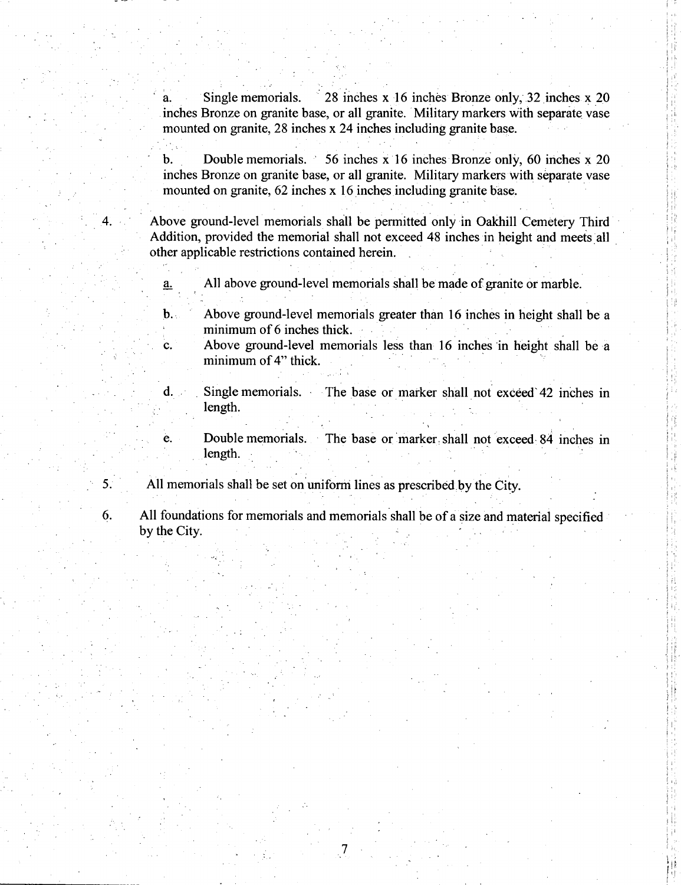a. Single memorials. 28 inches x 16 inches Bronze only, 32 inches x 20 inches Bronze on granite base, or all granite. Military markers with separate vase mounted on granite, 28 inches x 24 inches including granite base.

b. Double memorials. 56 inches x 16 inches Bronze only, 60 inches x 20 inches Bronze on granite base, or all granite. Military markers with separate vase mounted on granite, 62 inches x 16 inches including granite base.

4. Above ground-level memorials shall be permitted only in Oakhill Cemetery Third Addition, provided the memorial shall not exceed 48 inches in height and meets all other applicable restrictions contained herein.

   a. All above ground-level memorials shall be made of granite or marble.

   b. Above ground-level memorials greater than 16 inches in height shall be a minimum of 6 inches thick.

   c. Above ground-level memorials less than 16 inches in height shall be a minimum of 4" thick.

   d. Single memorials. The base or marker shall not exceed 42 inches in length.

   e. Double memorials. The base or marker shall not exceed 84 inches in length.

5. All memorials shall be set on uniform lines as prescribed by the City.

6. All foundations for memorials and memorials shall be of a size and material specified by the City.